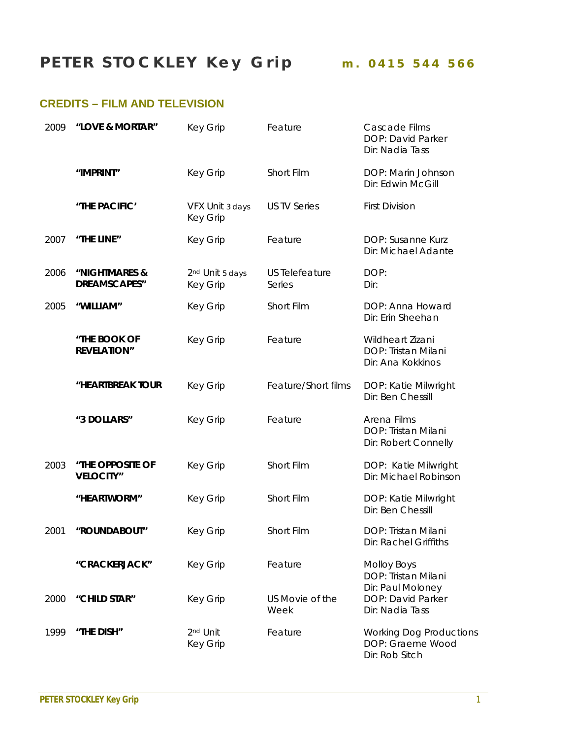# PETER STOCKLEY Key Grip **m. 0415 544 566**

## CREDITS – FILM AND TELEVISION

| Year | Title | Role | Type | Details |
|---|---|---|---|---|
| 2009 | **"LOVE & MORTAR"** | Key Grip | Feature | Cascade Films<br>DOP: David Parker<br>Dir: Nadia Tass |
| | **"IMPRINT"** | Key Grip | Short Film | DOP: Marin Johnson<br>Dir: Edwin McGill |
| | **"THE PACIFIC'** | VFX Unit 3 days<br>Key Grip | US TV Series | First Division |
| 2007 | **"THE LINE"** | Key Grip | Feature | DOP: Susanne Kurz<br>Dir: Michael Adante |
| 2006 | **"NIGHTMARES & DREAMSCAPES"** | 2nd Unit 5 days<br>Key Grip | US Telefeature Series | DOP:<br>Dir: |
| 2005 | **"WILLIAM"** | Key Grip | Short Film | DOP: Anna Howard<br>Dir: Erin Sheehan |
| | **"THE BOOK OF REVELATION"** | Key Grip | Feature | Wildheart Zizani<br>DOP: Tristan Milani<br>Dir: Ana Kokkinos |
| | **"HEARTBREAK TOUR** | Key Grip | Feature/Short films | DOP: Katie Milwright<br>Dir: Ben Chessill |
| | **"3 DOLLARS"** | Key Grip | Feature | Arena Films<br>DOP: Tristan Milani<br>Dir: Robert Connelly |
| 2003 | **"THE OPPOSITE OF VELOCITY"** | Key Grip | Short Film | DOP: Katie Milwright<br>Dir: Michael Robinson |
| | **"HEARTWORM"** | Key Grip | Short Film | DOP: Katie Milwright<br>Dir: Ben Chessill |
| 2001 | **"ROUNDABOUT"** | Key Grip | Short Film | DOP: Tristan Milani<br>Dir: Rachel Griffiths |
| | **"CRACKERJACK"** | Key Grip | Feature | Molloy Boys<br>DOP: Tristan Milani<br>Dir: Paul Moloney |
| 2000 | **"CHILD STAR"** | Key Grip | US Movie of the Week | DOP: David Parker<br>Dir: Nadia Tass |
| 1999 | **"THE DISH"** | 2nd Unit<br>Key Grip | Feature | Working Dog Productions<br>DOP: Graeme Wood<br>Dir: Rob Sitch |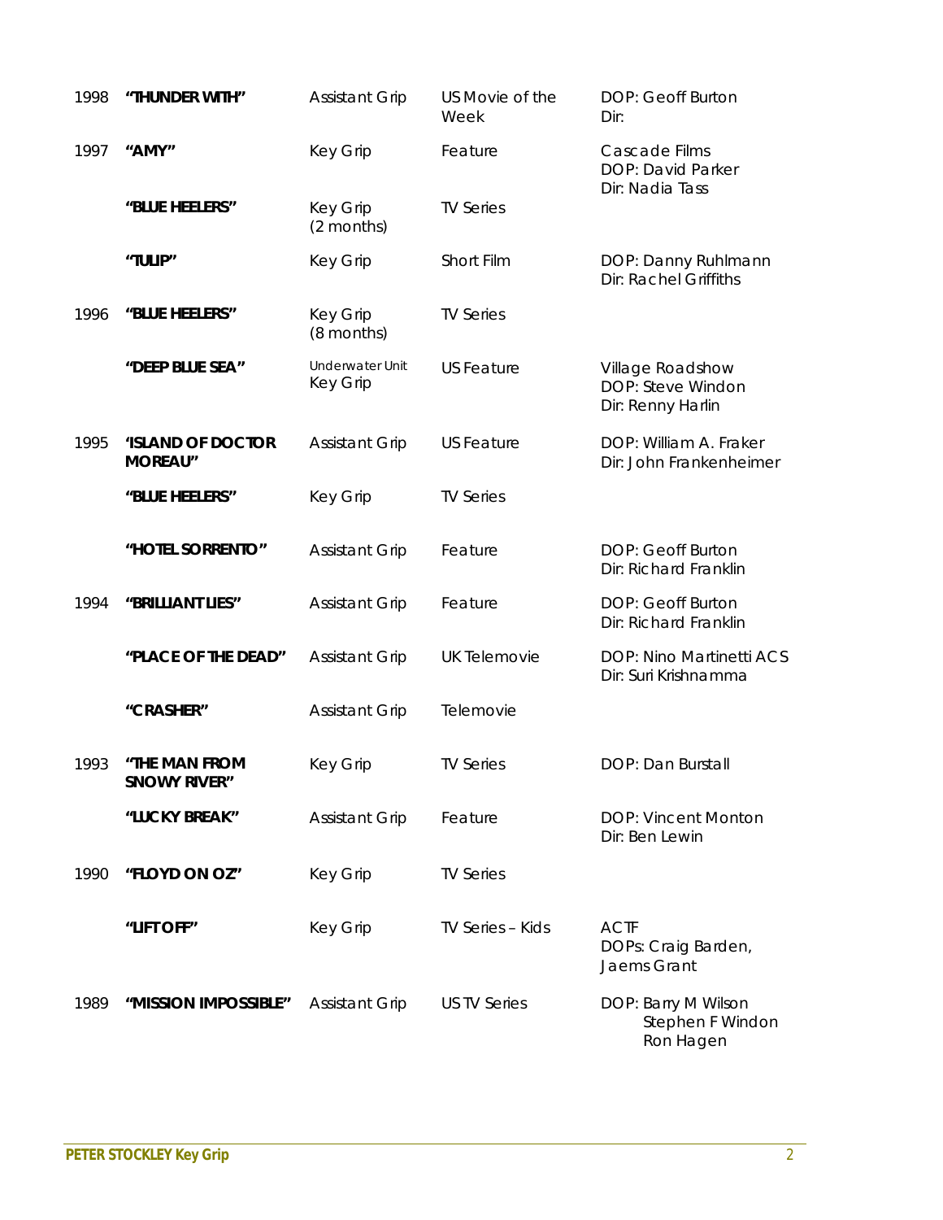| | | | | |
|---|---|---|---|---|
| 1998 | **"THUNDER WITH"** | Assistant Grip | US Movie of the Week | DOP: Geoff Burton<br>Dir: |
| 1997 | **"AMY"** | Key Grip | Feature | Cascade Films<br>DOP: David Parker<br>Dir: Nadia Tass |
| | **"BLUE HEELERS"** | Key Grip<br>(2 months) | TV Series | |
| | **"TULIP"** | Key Grip | Short Film | DOP: Danny Ruhlmann<br>Dir: Rachel Griffiths |
| 1996 | **"BLUE HEELERS"** | Key Grip<br>(8 months) | TV Series | |
| | **"DEEP BLUE SEA"** | Underwater Unit<br>Key Grip | US Feature | Village Roadshow<br>DOP: Steve Windon<br>Dir: Renny Harlin |
| 1995 | **'ISLAND OF DOCTOR MOREAU"** | Assistant Grip | US Feature | DOP: William A. Fraker<br>Dir: John Frankenheimer |
| | **"BLUE HEELERS"** | Key Grip | TV Series | |
| | **"HOTEL SORRENTO"** | Assistant Grip | Feature | DOP: Geoff Burton<br>Dir: Richard Franklin |
| 1994 | **"BRILLIANT LIES"** | Assistant Grip | Feature | DOP: Geoff Burton<br>Dir: Richard Franklin |
| | **"PLACE OF THE DEAD"** | Assistant Grip | UK Telemovie | DOP: Nino Martinetti ACS<br>Dir: Suri Krishnamma |
| | **"CRASHER"** | Assistant Grip | Telemovie | |
| 1993 | **"THE MAN FROM SNOWY RIVER"** | Key Grip | TV Series | DOP: Dan Burstall |
| | **"LUCKY BREAK"** | Assistant Grip | Feature | DOP: Vincent Monton<br>Dir: Ben Lewin |
| 1990 | **"FLOYD ON OZ"** | Key Grip | TV Series | |
| | **"LIFT OFF"** | Key Grip | TV Series – Kids | ACTF<br>DOPs: Craig Barden, Jaems Grant |
| 1989 | **"MISSION IMPOSSIBLE"** | Assistant Grip | US TV Series | DOP: Barry M Wilson<br>Stephen F Windon<br>Ron Hagen |